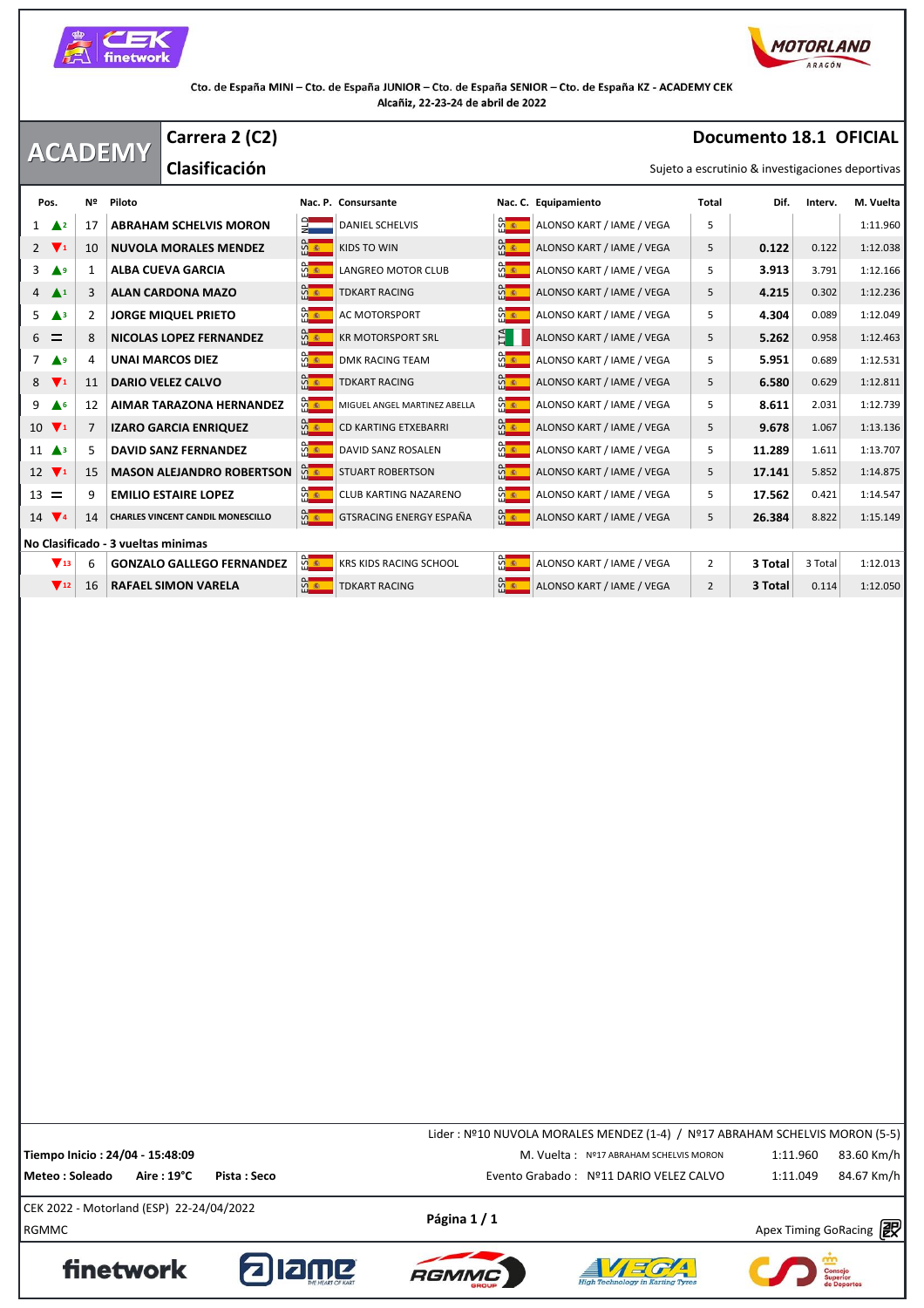Cto. de España MINI – Cto. de España JUNIOR – Cto. de España SENIOR – Cto. de España KZ - ACADEMY CEK
Alcañiz, 22-23-24 de abril de 2022

# ACADEMY

## Carrera 2 (C2)

## Clasificación

**Documento 18.1 OFICIAL**

Sujeto a escrutinio & investigaciones deportivas

| Pos. | | Nº | Piloto | Nac. P. | Consursante | Nac. C. | Equipamiento | Total | Dif. | Interv. | M. Vuelta |
|---|---|---|---|---|---|---|---|---|---|---|---|
| 1 | ▲2 | 17 | ABRAHAM SCHELVIS MORON | NLD | DANIEL SCHELVIS | ESP | ALONSO KART / IAME / VEGA | 5 | | | 1:11.960 |
| 2 | ▼1 | 10 | NUVOLA MORALES MENDEZ | ESP | KIDS TO WIN | ESP | ALONSO KART / IAME / VEGA | 5 | 0.122 | 0.122 | 1:12.038 |
| 3 | ▲9 | 1 | ALBA CUEVA GARCIA | ESP | LANGREO MOTOR CLUB | ESP | ALONSO KART / IAME / VEGA | 5 | 3.913 | 3.791 | 1:12.166 |
| 4 | ▲1 | 3 | ALAN CARDONA MAZO | ESP | TDKART RACING | ESP | ALONSO KART / IAME / VEGA | 5 | 4.215 | 0.302 | 1:12.236 |
| 5 | ▲3 | 2 | JORGE MIQUEL PRIETO | ESP | AC MOTORSPORT | ESP | ALONSO KART / IAME / VEGA | 5 | 4.304 | 0.089 | 1:12.049 |
| 6 | = | 8 | NICOLAS LOPEZ FERNANDEZ | ESP | KR MOTORSPORT SRL | ITA | ALONSO KART / IAME / VEGA | 5 | 5.262 | 0.958 | 1:12.463 |
| 7 | ▲9 | 4 | UNAI MARCOS DIEZ | ESP | DMK RACING TEAM | ESP | ALONSO KART / IAME / VEGA | 5 | 5.951 | 0.689 | 1:12.531 |
| 8 | ▼1 | 11 | DARIO VELEZ CALVO | ESP | TDKART RACING | ESP | ALONSO KART / IAME / VEGA | 5 | 6.580 | 0.629 | 1:12.811 |
| 9 | ▲6 | 12 | AIMAR TARAZONA HERNANDEZ | ESP | MIGUEL ANGEL MARTINEZ ABELLA | ESP | ALONSO KART / IAME / VEGA | 5 | 8.611 | 2.031 | 1:12.739 |
| 10 | ▼1 | 7 | IZARO GARCIA ENRIQUEZ | ESP | CD KARTING ETXEBARRI | ESP | ALONSO KART / IAME / VEGA | 5 | 9.678 | 1.067 | 1:13.136 |
| 11 | ▲3 | 5 | DAVID SANZ FERNANDEZ | ESP | DAVID SANZ ROSALEN | ESP | ALONSO KART / IAME / VEGA | 5 | 11.289 | 1.611 | 1:13.707 |
| 12 | ▼1 | 15 | MASON ALEJANDRO ROBERTSON | ESP | STUART ROBERTSON | ESP | ALONSO KART / IAME / VEGA | 5 | 17.141 | 5.852 | 1:14.875 |
| 13 | = | 9 | EMILIO ESTAIRE LOPEZ | ESP | CLUB KARTING NAZARENO | ESP | ALONSO KART / IAME / VEGA | 5 | 17.562 | 0.421 | 1:14.547 |
| 14 | ▼4 | 14 | CHARLES VINCENT CANDIL MONESCILLO | ESP | GTSRACING ENERGY ESPAÑA | ESP | ALONSO KART / IAME / VEGA | 5 | 26.384 | 8.822 | 1:15.149 |
| **No Clasificado - 3 vueltas minimas** | | | | | | | | | | | |
| | ▼13 | 6 | GONZALO GALLEGO FERNANDEZ | ESP | KRS KIDS RACING SCHOOL | ESP | ALONSO KART / IAME / VEGA | 2 | 3 Total | 3 Total | 1:12.013 |
| | ▼12 | 16 | RAFAEL SIMON VARELA | ESP | TDKART RACING | ESP | ALONSO KART / IAME / VEGA | 2 | 3 Total | 0.114 | 1:12.050 |

Lider : Nº10 NUVOLA MORALES MENDEZ (1-4) / Nº17 ABRAHAM SCHELVIS MORON (5-5)

**Tiempo Inicio : 24/04 - 15:48:09**

**Meteo : Soleado** **Aire : 19°C** **Pista : Seco**

M. Vuelta : Nº17 ABRAHAM SCHELVIS MORON 1:11.960 83.60 Km/h

Evento Grabado : Nº11 DARIO VELEZ CALVO 1:11.049 84.67 Km/h

CEK 2022 - Motorland (ESP) 22-24/04/2022

RGMMC

Apex Timing GoRacing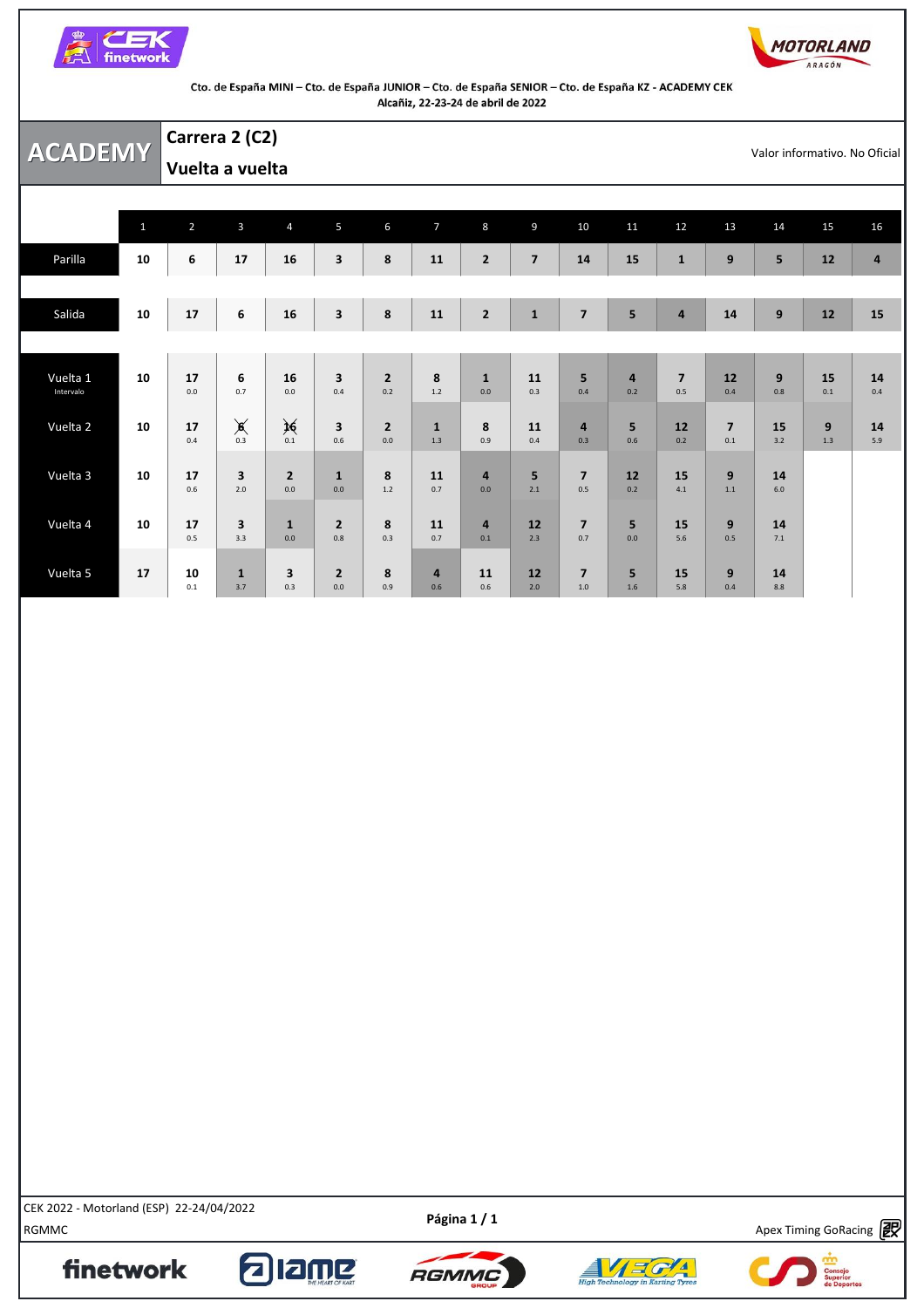Cto. de España MINI – Cto. de España JUNIOR – Cto. de España SENIOR – Cto. de España KZ - ACADEMY CEK
Alcañiz, 22-23-24 de abril de 2022

# ACADEMY

## Carrera 2 (C2)

## Vuelta a vuelta

Valor informativo. No Oficial

| | 1 | 2 | 3 | 4 | 5 | 6 | 7 | 8 | 9 | 10 | 11 | 12 | 13 | 14 | 15 | 16 |
|---|---|---|---|---|---|---|---|---|---|---|---|---|---|---|---|---|
| Parilla | 10 | 6 | 17 | 16 | 3 | 8 | 11 | 2 | 7 | 14 | 15 | 1 | 9 | 5 | 12 | 4 |
| Salida | 10 | 17 | 6 | 16 | 3 | 8 | 11 | 2 | 1 | 7 | 5 | 4 | 14 | 9 | 12 | 15 |
| Vuelta 1 (Intervalo) | 10 | 17 0.0 | 6 0.7 | 16 0.0 | 3 0.4 | 2 0.2 | 8 1.2 | 1 0.0 | 11 0.3 | 5 0.4 | 4 0.2 | 7 0.5 | 12 0.4 | 9 0.8 | 15 0.1 | 14 0.4 |
| Vuelta 2 | 10 | 17 0.4 | ~~6~~ 0.3 | ~~16~~ 0.1 | 3 0.6 | 2 0.0 | 1 1.3 | 8 0.9 | 11 0.4 | 4 0.3 | 5 0.6 | 12 0.2 | 7 0.1 | 15 3.2 | 9 1.3 | 14 5.9 |
| Vuelta 3 | 10 | 17 0.6 | 3 2.0 | 2 0.0 | 1 0.0 | 8 1.2 | 11 0.7 | 4 0.0 | 5 2.1 | 7 0.5 | 12 0.2 | 15 4.1 | 9 1.1 | 14 6.0 | | |
| Vuelta 4 | 10 | 17 0.5 | 3 3.3 | 1 0.0 | 2 0.8 | 8 0.3 | 11 0.7 | 4 0.1 | 12 2.3 | 7 0.7 | 5 0.0 | 15 5.6 | 9 0.5 | 14 7.1 | | |
| Vuelta 5 | 17 | 10 0.1 | 1 3.7 | 3 0.3 | 2 0.0 | 8 0.9 | 4 0.6 | 11 0.6 | 12 2.0 | 7 1.0 | 5 1.6 | 15 5.8 | 9 0.4 | 14 8.8 | | |

CEK 2022 - Motorland (ESP) 22-24/04/2022
RGMMC

Apex Timing GoRacing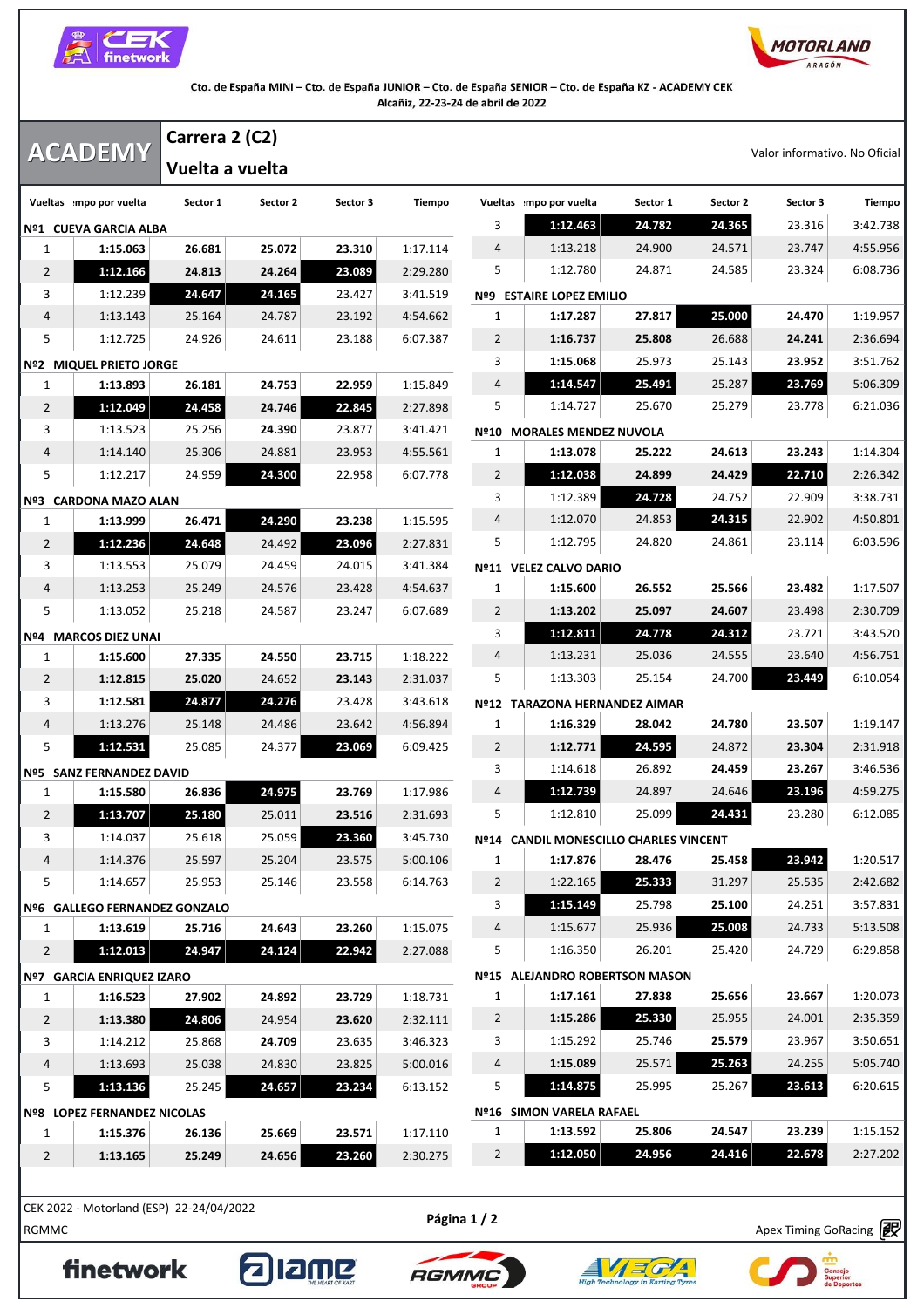Cto. de España MINI – Cto. de España JUNIOR – Cto. de España SENIOR – Cto. de España KZ - ACADEMY CEK
Alcañiz, 22-23-24 de abril de 2022

# ACADEMY

## Carrera 2 (C2)

## Vuelta a vuelta

Valor informativo. No Oficial

| Vueltas | Tiempo por vuelta | Sector 1 | Sector 2 | Sector 3 | Tiempo |
|---|---|---|---|---|---|
| **Nº1 CUEVA GARCIA ALBA** | | | | | |
| 1 | **1:15.063** | **26.681** | **25.072** | **23.310** | 1:17.114 |
| 2 | **1:12.166** | **24.813** | **24.264** | **23.089** | 2:29.280 |
| 3 | 1:12.239 | **24.647** | **24.165** | 23.427 | 3:41.519 |
| 4 | 1:13.143 | 25.164 | 24.787 | 23.192 | 4:54.662 |
| 5 | 1:12.725 | 24.926 | 24.611 | 23.188 | 6:07.387 |
| **Nº2 MIQUEL PRIETO JORGE** | | | | | |
| 1 | **1:13.893** | **26.181** | **24.753** | **22.959** | 1:15.849 |
| 2 | **1:12.049** | **24.458** | **24.746** | **22.845** | 2:27.898 |
| 3 | 1:13.523 | 25.256 | **24.390** | 23.877 | 3:41.421 |
| 4 | 1:14.140 | 25.306 | 24.881 | 23.953 | 4:55.561 |
| 5 | 1:12.217 | 24.959 | **24.300** | 22.958 | 6:07.778 |
| **Nº3 CARDONA MAZO ALAN** | | | | | |
| 1 | **1:13.999** | **26.471** | **24.290** | **23.238** | 1:15.595 |
| 2 | **1:12.236** | **24.648** | 24.492 | **23.096** | 2:27.831 |
| 3 | 1:13.553 | 25.079 | 24.459 | 24.015 | 3:41.384 |
| 4 | 1:13.253 | 25.249 | 24.576 | 23.428 | 4:54.637 |
| 5 | 1:13.052 | 25.218 | 24.587 | 23.247 | 6:07.689 |
| **Nº4 MARCOS DIEZ UNAI** | | | | | |
| 1 | **1:15.600** | **27.335** | **24.550** | **23.715** | 1:18.222 |
| 2 | **1:12.815** | **25.020** | 24.652 | **23.143** | 2:31.037 |
| 3 | **1:12.581** | **24.877** | **24.276** | 23.428 | 3:43.618 |
| 4 | 1:13.276 | 25.148 | 24.486 | 23.642 | 4:56.894 |
| 5 | **1:12.531** | 25.085 | 24.377 | **23.069** | 6:09.425 |
| **Nº5 SANZ FERNANDEZ DAVID** | | | | | |
| 1 | **1:15.580** | **26.836** | **24.975** | **23.769** | 1:17.986 |
| 2 | **1:13.707** | **25.180** | 25.011 | **23.516** | 2:31.693 |
| 3 | 1:14.037 | 25.618 | 25.059 | **23.360** | 3:45.730 |
| 4 | 1:14.376 | 25.597 | 25.204 | 23.575 | 5:00.106 |
| 5 | 1:14.657 | 25.953 | 25.146 | 23.558 | 6:14.763 |
| **Nº6 GALLEGO FERNANDEZ GONZALO** | | | | | |
| 1 | **1:13.619** | **25.716** | **24.643** | **23.260** | 1:15.075 |
| 2 | **1:12.013** | **24.947** | **24.124** | **22.942** | 2:27.088 |
| **Nº7 GARCIA ENRIQUEZ IZARO** | | | | | |
| 1 | **1:16.523** | **27.902** | **24.892** | **23.729** | 1:18.731 |
| 2 | **1:13.380** | **24.806** | 24.954 | **23.620** | 2:32.111 |
| 3 | 1:14.212 | 25.868 | **24.709** | 23.635 | 3:46.323 |
| 4 | 1:13.693 | 25.038 | 24.830 | 23.825 | 5:00.016 |
| 5 | **1:13.136** | 25.245 | **24.657** | **23.234** | 6:13.152 |
| **Nº8 LOPEZ FERNANDEZ NICOLAS** | | | | | |
| 1 | **1:15.376** | **26.136** | **25.669** | **23.571** | 1:17.110 |
| 2 | **1:13.165** | **25.249** | **24.656** | **23.260** | 2:30.275 |
| 3 | **1:12.463** | **24.782** | **24.365** | 23.316 | 3:42.738 |
| 4 | 1:13.218 | 24.900 | 24.571 | 23.747 | 4:55.956 |
| 5 | 1:12.780 | 24.871 | 24.585 | 23.324 | 6:08.736 |
| **Nº9 ESTAIRE LOPEZ EMILIO** | | | | | |
| 1 | **1:17.287** | **27.817** | **25.000** | **24.470** | 1:19.957 |
| 2 | **1:16.737** | **25.808** | 26.688 | **24.241** | 2:36.694 |
| 3 | **1:15.068** | 25.973 | 25.143 | **23.952** | 3:51.762 |
| 4 | **1:14.547** | **25.491** | 25.287 | **23.769** | 5:06.309 |
| 5 | 1:14.727 | 25.670 | 25.279 | 23.778 | 6:21.036 |
| **Nº10 MORALES MENDEZ NUVOLA** | | | | | |
| 1 | **1:13.078** | **25.222** | **24.613** | **23.243** | 1:14.304 |
| 2 | **1:12.038** | **24.899** | **24.429** | **22.710** | 2:26.342 |
| 3 | 1:12.389 | **24.728** | 24.752 | 22.909 | 3:38.731 |
| 4 | 1:12.070 | 24.853 | **24.315** | 22.902 | 4:50.801 |
| 5 | 1:12.795 | 24.820 | 24.861 | 23.114 | 6:03.596 |
| **Nº11 VELEZ CALVO DARIO** | | | | | |
| 1 | **1:15.600** | **26.552** | **25.566** | **23.482** | 1:17.507 |
| 2 | **1:13.202** | **25.097** | **24.607** | 23.498 | 2:30.709 |
| 3 | **1:12.811** | **24.778** | **24.312** | 23.721 | 3:43.520 |
| 4 | 1:13.231 | 25.036 | 24.555 | 23.640 | 4:56.751 |
| 5 | 1:13.303 | 25.154 | 24.700 | **23.449** | 6:10.054 |
| **Nº12 TARAZONA HERNANDEZ AIMAR** | | | | | |
| 1 | **1:16.329** | **28.042** | **24.780** | **23.507** | 1:19.147 |
| 2 | **1:12.771** | **24.595** | 24.872 | **23.304** | 2:31.918 |
| 3 | 1:14.618 | 26.892 | **24.459** | **23.267** | 3:46.536 |
| 4 | **1:12.739** | 24.897 | 24.646 | **23.196** | 4:59.275 |
| 5 | 1:12.810 | 25.099 | **24.431** | 23.280 | 6:12.085 |
| **Nº14 CANDIL MONESCILLO CHARLES VINCENT** | | | | | |
| 1 | **1:17.876** | **28.476** | **25.458** | **23.942** | 1:20.517 |
| 2 | 1:22.165 | **25.333** | 31.297 | 25.535 | 2:42.682 |
| 3 | **1:15.149** | 25.798 | **25.100** | 24.251 | 3:57.831 |
| 4 | 1:15.677 | 25.936 | **25.008** | 24.733 | 5:13.508 |
| 5 | 1:16.350 | 26.201 | 25.420 | 24.729 | 6:29.858 |
| **Nº15 ALEJANDRO ROBERTSON MASON** | | | | | |
| 1 | **1:17.161** | **27.838** | **25.656** | **23.667** | 1:20.073 |
| 2 | **1:15.286** | **25.330** | 25.955 | 24.001 | 2:35.359 |
| 3 | 1:15.292 | 25.746 | **25.579** | 23.967 | 3:50.651 |
| 4 | **1:15.089** | 25.571 | **25.263** | 24.255 | 5:05.740 |
| 5 | **1:14.875** | 25.995 | 25.267 | **23.613** | 6:20.615 |
| **Nº16 SIMON VARELA RAFAEL** | | | | | |
| 1 | **1:13.592** | **25.806** | **24.547** | **23.239** | 1:15.152 |
| 2 | **1:12.050** | **24.956** | **24.416** | **22.678** | 2:27.202 |

CEK 2022 - Motorland (ESP) 22-24/04/2022
RGMMC

Apex Timing GoRacing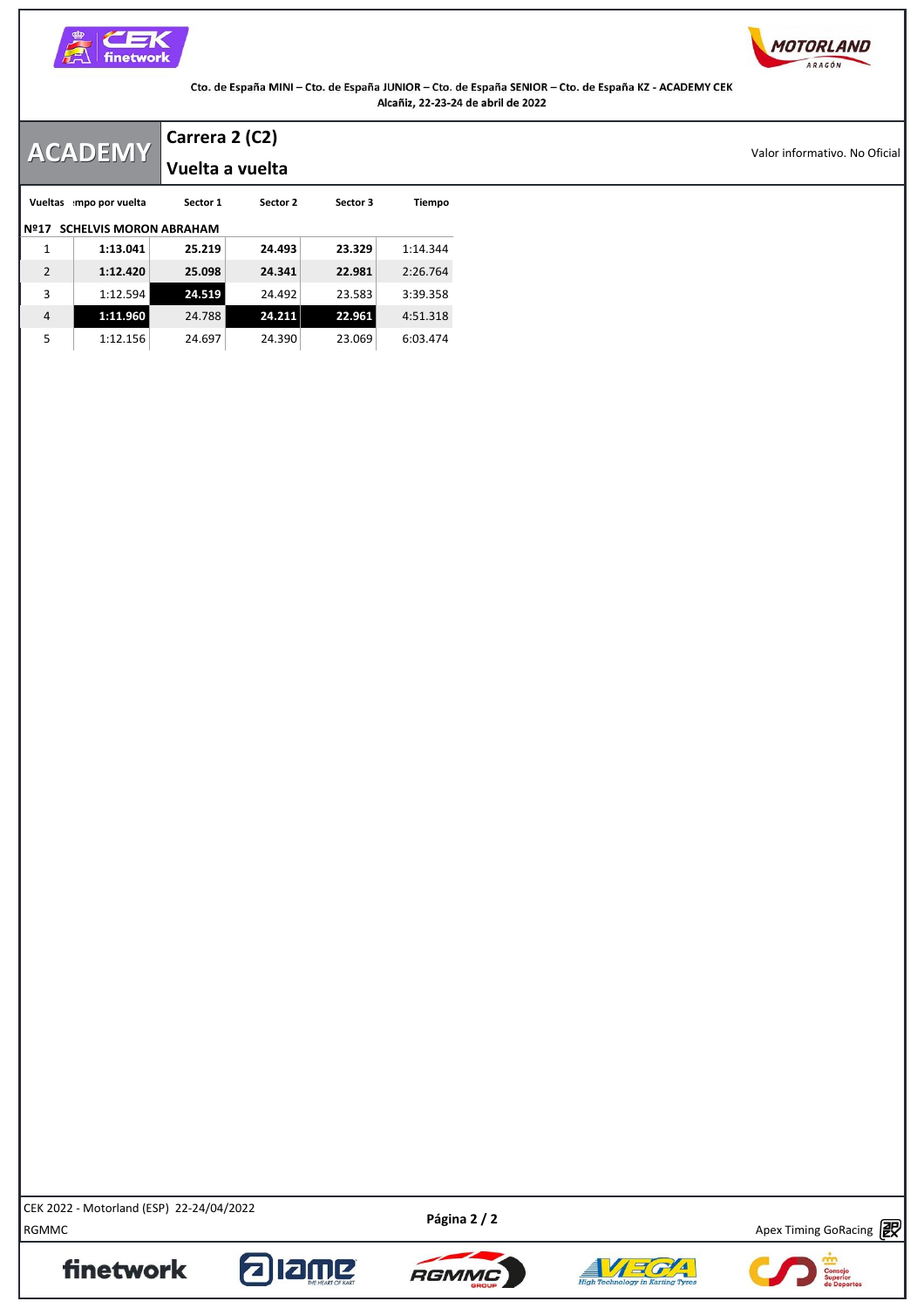Cto. de España MINI – Cto. de España JUNIOR – Cto. de España SENIOR – Cto. de España KZ - ACADEMY CEK
Alcañiz, 22-23-24 de abril de 2022

# ACADEMY

## Carrera 2 (C2)

## Vuelta a vuelta

Valor informativo. No Oficial

**Nº17 SCHELVIS MORON ABRAHAM**

| Vueltas | Tiempo por vuelta | Sector 1 | Sector 2 | Sector 3 | Tiempo |
|---|---|---|---|---|---|
| 1 | **1:13.041** | **25.219** | **24.493** | **23.329** | 1:14.344 |
| 2 | **1:12.420** | **25.098** | **24.341** | **22.981** | 2:26.764 |
| 3 | 1:12.594 | **24.519** | 24.492 | 23.583 | 3:39.358 |
| 4 | **1:11.960** | 24.788 | **24.211** | **22.961** | 4:51.318 |
| 5 | 1:12.156 | 24.697 | 24.390 | 23.069 | 6:03.474 |

CEK 2022 - Motorland (ESP) 22-24/04/2022
RGMMC

Apex Timing GoRacing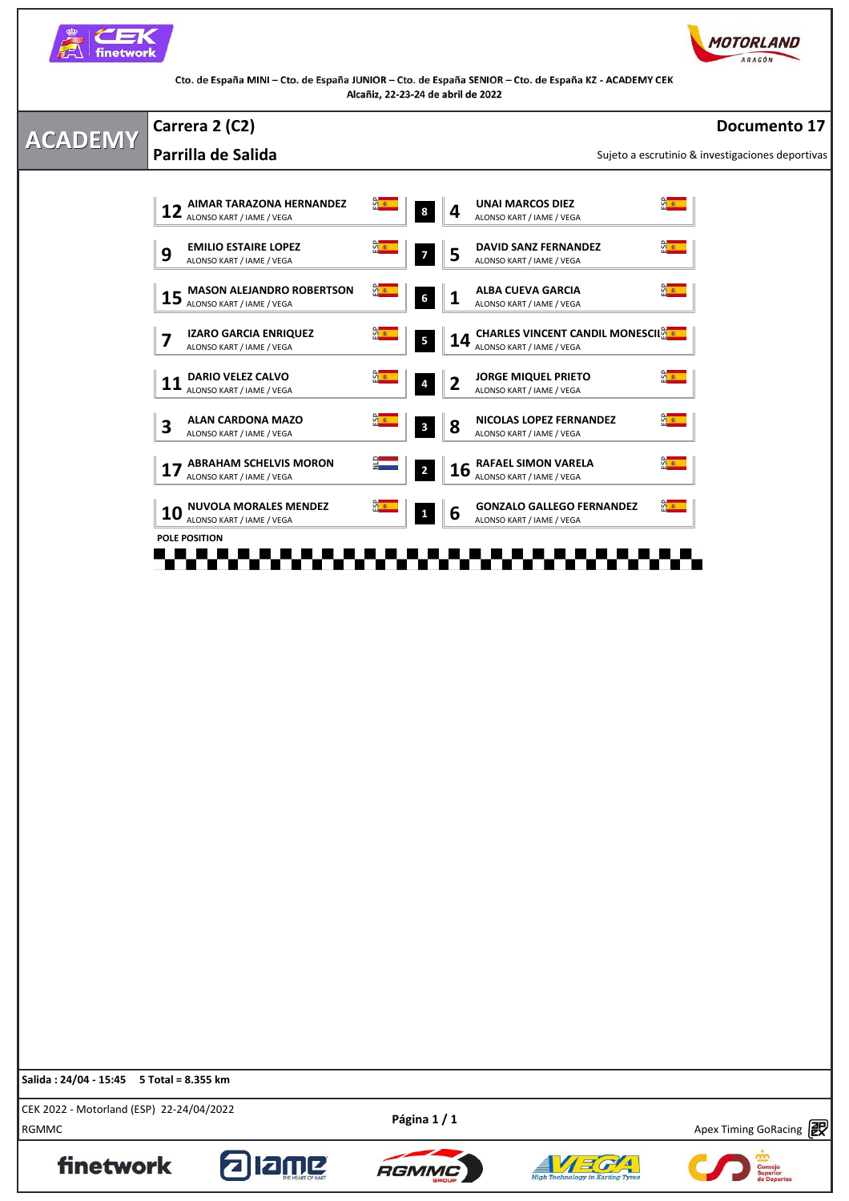Cto. de España MINI – Cto. de España JUNIOR – Cto. de España SENIOR – Cto. de España KZ - ACADEMY CEK
Alcañiz, 22-23-24 de abril de 2022

# ACADEMY

## Carrera 2 (C2)

**Documento 17**

## Parrilla de Salida

Sujeto a escrutinio & investigaciones deportivas

| Fila | No. | Piloto | Equipo / Motor / Neumáticos | Nac. | No. | Piloto | Equipo / Motor / Neumáticos | Nac. |
|---|---|---|---|---|---|---|---|---|
| 8 | 12 | AIMAR TARAZONA HERNANDEZ | ALONSO KART / IAME / VEGA | ESP | 4 | UNAI MARCOS DIEZ | ALONSO KART / IAME / VEGA | ESP |
| 7 | 9 | EMILIO ESTAIRE LOPEZ | ALONSO KART / IAME / VEGA | ESP | 5 | DAVID SANZ FERNANDEZ | ALONSO KART / IAME / VEGA | ESP |
| 6 | 15 | MASON ALEJANDRO ROBERTSON | ALONSO KART / IAME / VEGA | ESP | 1 | ALBA CUEVA GARCIA | ALONSO KART / IAME / VEGA | ESP |
| 5 | 7 | IZARO GARCIA ENRIQUEZ | ALONSO KART / IAME / VEGA | ESP | 14 | CHARLES VINCENT CANDIL MONESCIL | ALONSO KART / IAME / VEGA | ESP |
| 4 | 11 | DARIO VELEZ CALVO | ALONSO KART / IAME / VEGA | ESP | 2 | JORGE MIQUEL PRIETO | ALONSO KART / IAME / VEGA | ESP |
| 3 | 3 | ALAN CARDONA MAZO | ALONSO KART / IAME / VEGA | ESP | 8 | NICOLAS LOPEZ FERNANDEZ | ALONSO KART / IAME / VEGA | ESP |
| 2 | 17 | ABRAHAM SCHELVIS MORON | ALONSO KART / IAME / VEGA | NLD | 16 | RAFAEL SIMON VARELA | ALONSO KART / IAME / VEGA | ESP |
| 1 | 10 | NUVOLA MORALES MENDEZ | ALONSO KART / IAME / VEGA | ESP | 6 | GONZALO GALLEGO FERNANDEZ | ALONSO KART / IAME / VEGA | ESP |

POLE POSITION

**Salida : 24/04 - 15:45 5 Total = 8.355 km**

CEK 2022 - Motorland (ESP) 22-24/04/2022
RGMMC

Apex Timing GoRacing